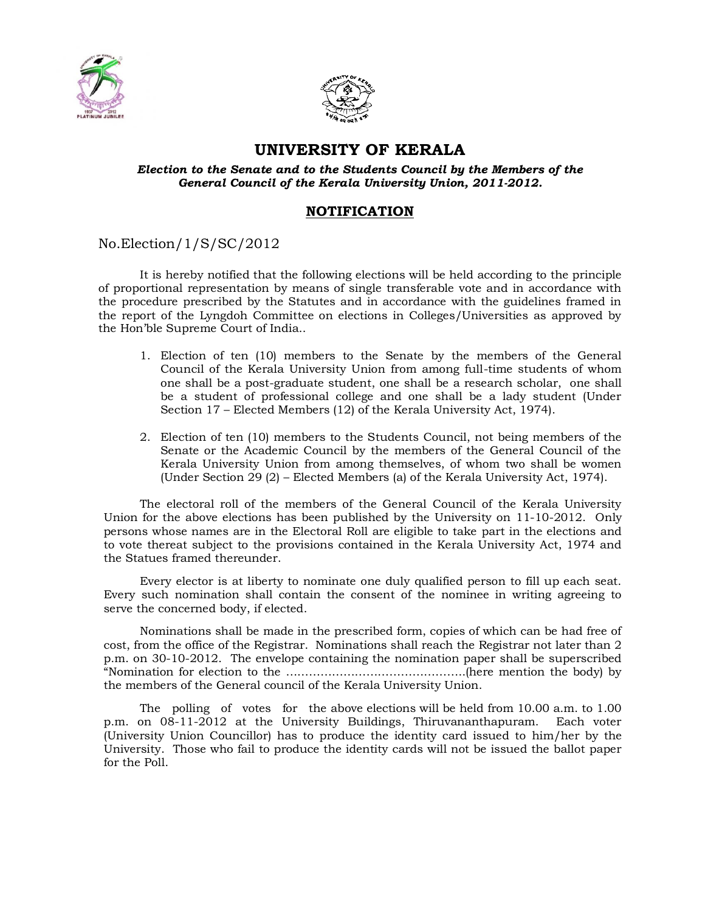# UNIVERSITY OF KERALA

***Election to the Senate and to the Students Council by the Members of the General Council of the Kerala University Union, 2011-2012.***

## NOTIFICATION

No.Election/1/S/SC/2012

It is hereby notified that the following elections will be held according to the principle of proportional representation by means of single transferable vote and in accordance with the procedure prescribed by the Statutes and in accordance with the guidelines framed in the report of the Lyngdoh Committee on elections in Colleges/Universities as approved by the Hon'ble Supreme Court of India..

1. Election of ten (10) members to the Senate by the members of the General Council of the Kerala University Union from among full-time students of whom one shall be a post-graduate student, one shall be a research scholar, one shall be a student of professional college and one shall be a lady student (Under Section 17 – Elected Members (12) of the Kerala University Act, 1974).

2. Election of ten (10) members to the Students Council, not being members of the Senate or the Academic Council by the members of the General Council of the Kerala University Union from among themselves, of whom two shall be women (Under Section 29 (2) – Elected Members (a) of the Kerala University Act, 1974).

The electoral roll of the members of the General Council of the Kerala University Union for the above elections has been published by the University on 11-10-2012. Only persons whose names are in the Electoral Roll are eligible to take part in the elections and to vote thereat subject to the provisions contained in the Kerala University Act, 1974 and the Statues framed thereunder.

Every elector is at liberty to nominate one duly qualified person to fill up each seat. Every such nomination shall contain the consent of the nominee in writing agreeing to serve the concerned body, if elected.

Nominations shall be made in the prescribed form, copies of which can be had free of cost, from the office of the Registrar. Nominations shall reach the Registrar not later than 2 p.m. on 30-10-2012. The envelope containing the nomination paper shall be superscribed "Nomination for election to the ..............................................(here mention the body) by the members of the General council of the Kerala University Union.

The polling of votes for the above elections will be held from 10.00 a.m. to 1.00 p.m. on 08-11-2012 at the University Buildings, Thiruvananthapuram. Each voter (University Union Councillor) has to produce the identity card issued to him/her by the University. Those who fail to produce the identity cards will not be issued the ballot paper for the Poll.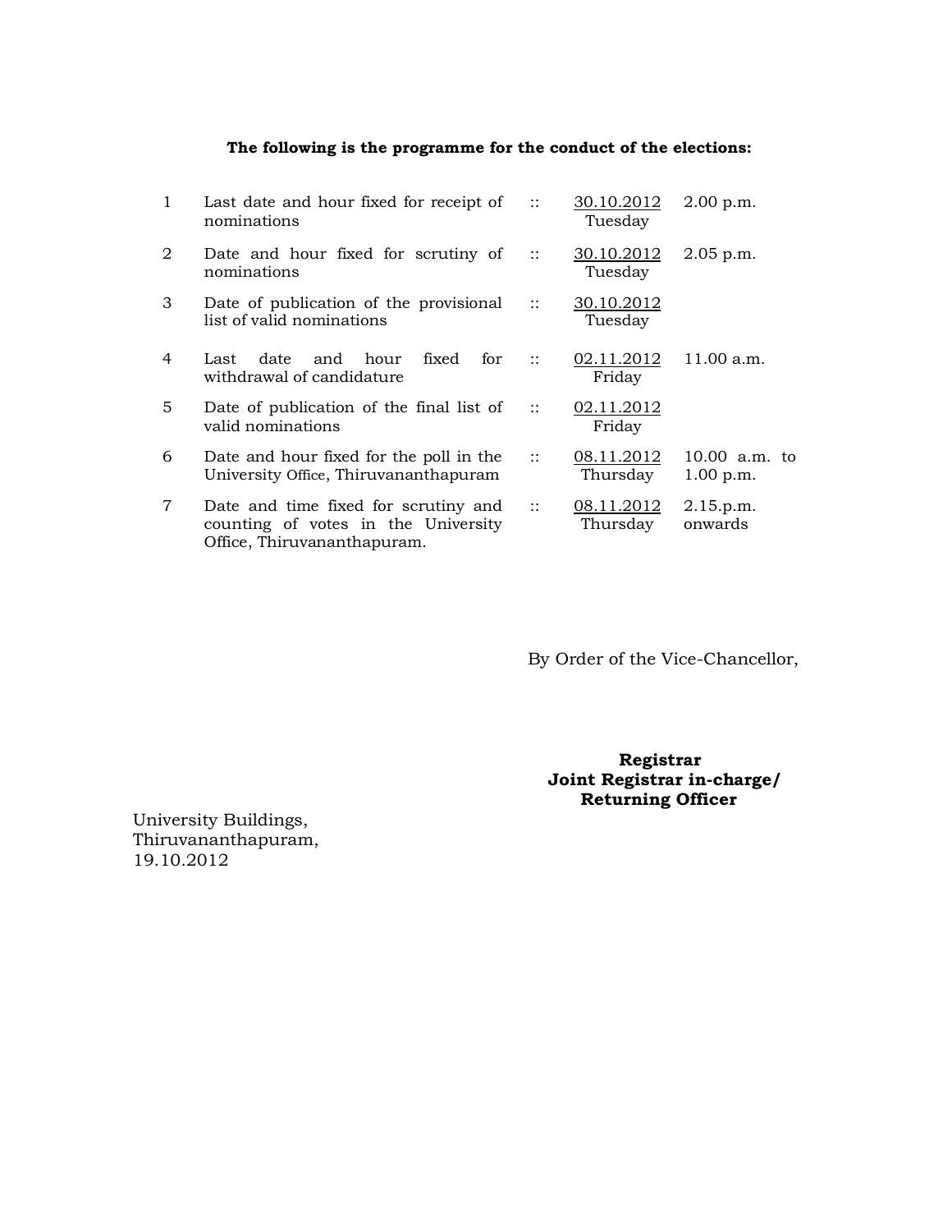**The following is the programme for the conduct of the elections:**

| | | | | |
|---|---|---|---|---|
| 1 | Last date and hour fixed for receipt of nominations | :: | 30.10.2012 Tuesday | 2.00 p.m. |
| 2 | Date and hour fixed for scrutiny of nominations | :: | 30.10.2012 Tuesday | 2.05 p.m. |
| 3 | Date of publication of the provisional list of valid nominations | :: | 30.10.2012 Tuesday | |
| 4 | Last date and hour fixed for withdrawal of candidature | :: | 02.11.2012 Friday | 11.00 a.m. |
| 5 | Date of publication of the final list of valid nominations | :: | 02.11.2012 Friday | |
| 6 | Date and hour fixed for the poll in the University Office, Thiruvananthapuram | :: | 08.11.2012 Thursday | 10.00 a.m. to 1.00 p.m. |
| 7 | Date and time fixed for scrutiny and counting of votes in the University Office, Thiruvananthapuram. | :: | 08.11.2012 Thursday | 2.15.p.m. onwards |

By Order of the Vice-Chancellor,

**Registrar**
**Joint Registrar in-charge/**
**Returning Officer**

University Buildings,
Thiruvananthapuram,
19.10.2012